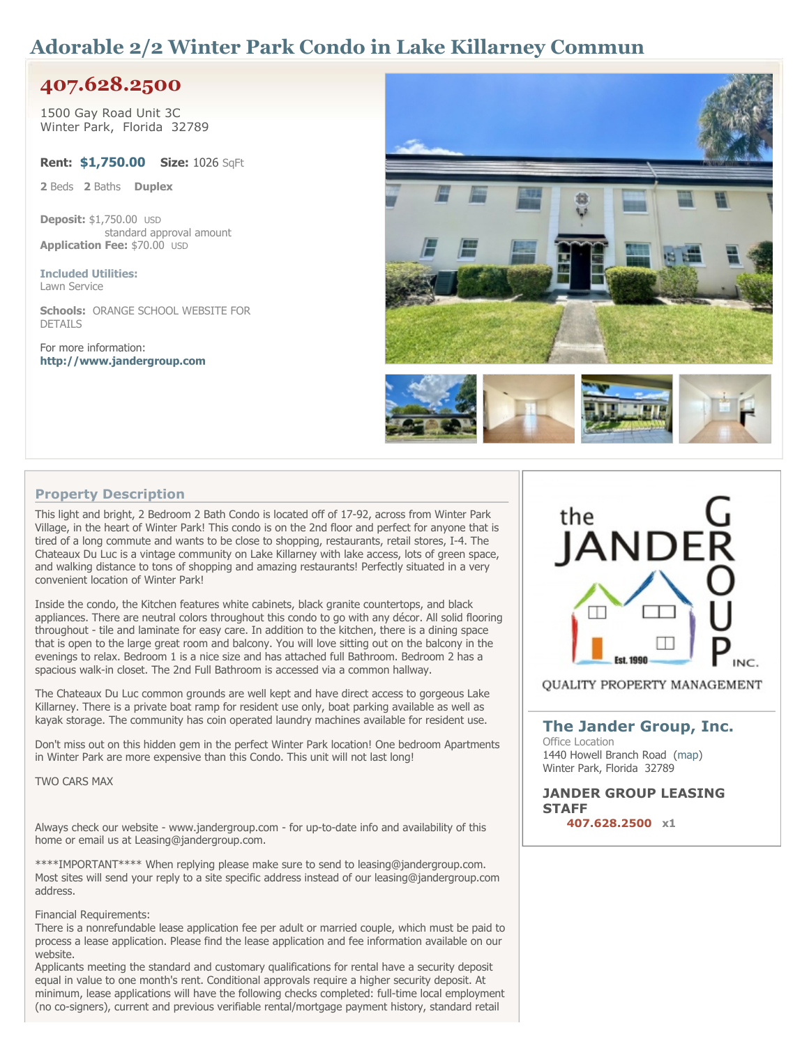# Adorable 2/2 Winter Park Condo in Lake Killarney Commun

## 407.628.2500

1500 Gay Road Unit 3C
Winter Park, Florida 32789

**Rent:** **$1,750.00** **Size:** 1026 SqFt

**2** Beds **2** Baths **Duplex**

**Deposit:** $1,750.00 USD
standard approval amount
**Application Fee:** $70.00 USD

**Included Utilities:**
Lawn Service

**Schools:** ORANGE SCHOOL WEBSITE FOR DETAILS

For more information:
**http://www.jandergroup.com**

### Property Description

This light and bright, 2 Bedroom 2 Bath Condo is located off of 17-92, across from Winter Park Village, in the heart of Winter Park! This condo is on the 2nd floor and perfect for anyone that is tired of a long commute and wants to be close to shopping, restaurants, retail stores, I-4. The Chateaux Du Luc is a vintage community on Lake Killarney with lake access, lots of green space, and walking distance to tons of shopping and amazing restaurants! Perfectly situated in a very convenient location of Winter Park!

Inside the condo, the Kitchen features white cabinets, black granite countertops, and black appliances. There are neutral colors throughout this condo to go with any décor. All solid flooring throughout - tile and laminate for easy care. In addition to the kitchen, there is a dining space that is open to the large great room and balcony. You will love sitting out on the balcony in the evenings to relax. Bedroom 1 is a nice size and has attached full Bathroom. Bedroom 2 has a spacious walk-in closet. The 2nd Full Bathroom is accessed via a common hallway.

The Chateaux Du Luc common grounds are well kept and have direct access to gorgeous Lake Killarney. There is a private boat ramp for resident use only, boat parking available as well as kayak storage. The community has coin operated laundry machines available for resident use.

Don't miss out on this hidden gem in the perfect Winter Park location! One bedroom Apartments in Winter Park are more expensive than this Condo. This unit will not last long!

TWO CARS MAX

Always check our website - www.jandergroup.com - for up-to-date info and availability of this home or email us at Leasing@jandergroup.com.

****IMPORTANT**** When replying please make sure to send to leasing@jandergroup.com. Most sites will send your reply to a site specific address instead of our leasing@jandergroup.com address.

Financial Requirements:
There is a nonrefundable lease application fee per adult or married couple, which must be paid to process a lease application. Please find the lease application and fee information available on our website.
Applicants meeting the standard and customary qualifications for rental have a security deposit equal in value to one month's rent. Conditional approvals require a higher security deposit. At minimum, lease applications will have the following checks completed: full-time local employment (no co-signers), current and previous verifiable rental/mortgage payment history, standard retail

the JANDER GROUP INC. Est. 1990
QUALITY PROPERTY MANAGEMENT

**The Jander Group, Inc.**
Office Location
1440 Howell Branch Road (map)
Winter Park, Florida 32789

**JANDER GROUP LEASING STAFF**
**407.628.2500** x1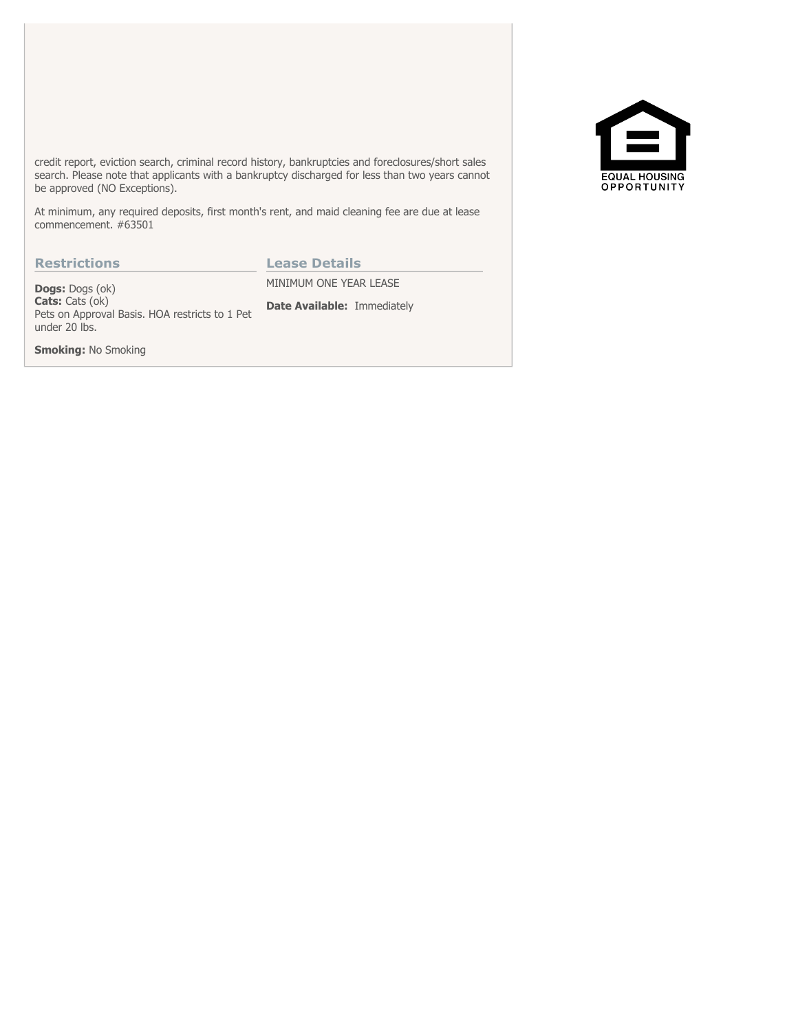credit report, eviction search, criminal record history, bankruptcies and foreclosures/short sales search. Please note that applicants with a bankruptcy discharged for less than two years cannot be approved (NO Exceptions).

At minimum, any required deposits, first month's rent, and maid cleaning fee are due at lease commencement. #63501

## Restrictions

**Dogs:** Dogs (ok)
**Cats:** Cats (ok)
Pets on Approval Basis. HOA restricts to 1 Pet under 20 lbs.

**Smoking:** No Smoking

## Lease Details

MINIMUM ONE YEAR LEASE

**Date Available:** Immediately

EQUAL HOUSING OPPORTUNITY